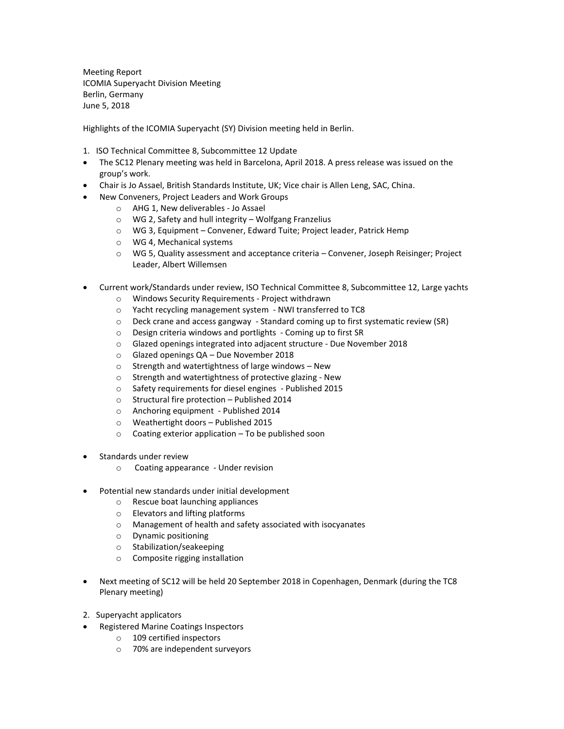Meeting Report
ICOMIA Superyacht Division Meeting
Berlin, Germany
June 5, 2018

Highlights of the ICOMIA Superyacht (SY) Division meeting held in Berlin.

1. ISO Technical Committee 8, Subcommittee 12 Update

- The SC12 Plenary meeting was held in Barcelona, April 2018. A press release was issued on the group's work.
- Chair is Jo Assael, British Standards Institute, UK; Vice chair is Allen Leng, SAC, China.
- New Conveners, Project Leaders and Work Groups
  - AHG 1, New deliverables - Jo Assael
  - WG 2, Safety and hull integrity – Wolfgang Franzelius
  - WG 3, Equipment – Convener, Edward Tuite; Project leader, Patrick Hemp
  - WG 4, Mechanical systems
  - WG 5, Quality assessment and acceptance criteria – Convener, Joseph Reisinger; Project Leader, Albert Willemsen

- Current work/Standards under review, ISO Technical Committee 8, Subcommittee 12, Large yachts
  - Windows Security Requirements - Project withdrawn
  - Yacht recycling management system - NWI transferred to TC8
  - Deck crane and access gangway - Standard coming up to first systematic review (SR)
  - Design criteria windows and portlights - Coming up to first SR
  - Glazed openings integrated into adjacent structure - Due November 2018
  - Glazed openings QA – Due November 2018
  - Strength and watertightness of large windows – New
  - Strength and watertightness of protective glazing - New
  - Safety requirements for diesel engines - Published 2015
  - Structural fire protection – Published 2014
  - Anchoring equipment - Published 2014
  - Weathertight doors – Published 2015
  - Coating exterior application – To be published soon

- Standards under review
  - Coating appearance - Under revision

- Potential new standards under initial development
  - Rescue boat launching appliances
  - Elevators and lifting platforms
  - Management of health and safety associated with isocyanates
  - Dynamic positioning
  - Stabilization/seakeeping
  - Composite rigging installation

- Next meeting of SC12 will be held 20 September 2018 in Copenhagen, Denmark (during the TC8 Plenary meeting)

2. Superyacht applicators

- Registered Marine Coatings Inspectors
  - 109 certified inspectors
  - 70% are independent surveyors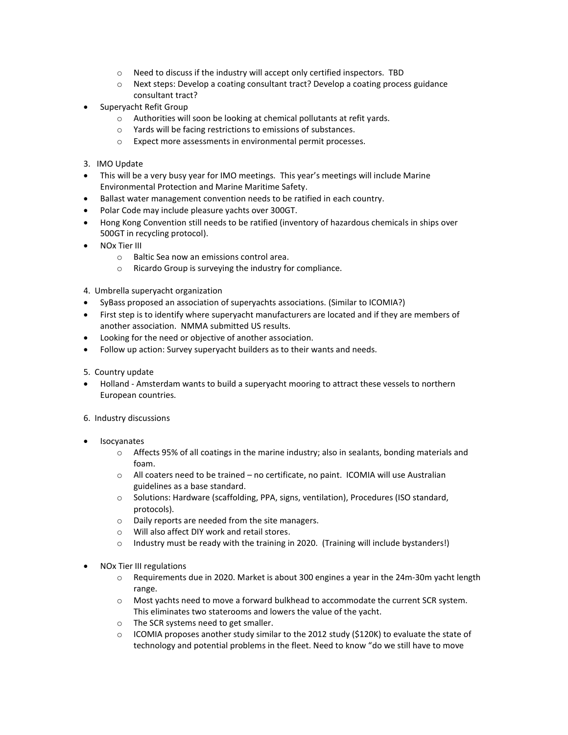- Need to discuss if the industry will accept only certified inspectors. TBD
    - Next steps: Develop a coating consultant tract? Develop a coating process guidance consultant tract?
- Superyacht Refit Group
    - Authorities will soon be looking at chemical pollutants at refit yards.
    - Yards will be facing restrictions to emissions of substances.
    - Expect more assessments in environmental permit processes.

3. IMO Update

- This will be a very busy year for IMO meetings. This year's meetings will include Marine Environmental Protection and Marine Maritime Safety.
- Ballast water management convention needs to be ratified in each country.
- Polar Code may include pleasure yachts over 300GT.
- Hong Kong Convention still needs to be ratified (inventory of hazardous chemicals in ships over 500GT in recycling protocol).
- NOx Tier III
    - Baltic Sea now an emissions control area.
    - Ricardo Group is surveying the industry for compliance.

4. Umbrella superyacht organization

- SyBass proposed an association of superyachts associations. (Similar to ICOMIA?)
- First step is to identify where superyacht manufacturers are located and if they are members of another association. NMMA submitted US results.
- Looking for the need or objective of another association.
- Follow up action: Survey superyacht builders as to their wants and needs.

5. Country update

- Holland - Amsterdam wants to build a superyacht mooring to attract these vessels to northern European countries.

6. Industry discussions

- Isocyanates
    - Affects 95% of all coatings in the marine industry; also in sealants, bonding materials and foam.
    - All coaters need to be trained – no certificate, no paint. ICOMIA will use Australian guidelines as a base standard.
    - Solutions: Hardware (scaffolding, PPA, signs, ventilation), Procedures (ISO standard, protocols).
    - Daily reports are needed from the site managers.
    - Will also affect DIY work and retail stores.
    - Industry must be ready with the training in 2020. (Training will include bystanders!)

- NOx Tier III regulations
    - Requirements due in 2020. Market is about 300 engines a year in the 24m-30m yacht length range.
    - Most yachts need to move a forward bulkhead to accommodate the current SCR system. This eliminates two staterooms and lowers the value of the yacht.
    - The SCR systems need to get smaller.
    - ICOMIA proposes another study similar to the 2012 study ($120K) to evaluate the state of technology and potential problems in the fleet. Need to know "do we still have to move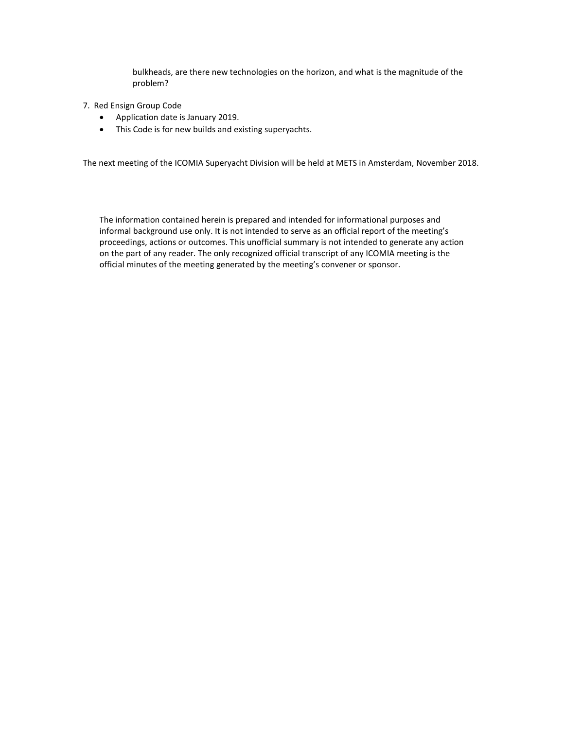bulkheads, are there new technologies on the horizon, and what is the magnitude of the problem?

7. Red Ensign Group Code
   - Application date is January 2019.
   - This Code is for new builds and existing superyachts.

The next meeting of the ICOMIA Superyacht Division will be held at METS in Amsterdam, November 2018.

The information contained herein is prepared and intended for informational purposes and informal background use only. It is not intended to serve as an official report of the meeting's proceedings, actions or outcomes. This unofficial summary is not intended to generate any action on the part of any reader. The only recognized official transcript of any ICOMIA meeting is the official minutes of the meeting generated by the meeting's convener or sponsor.